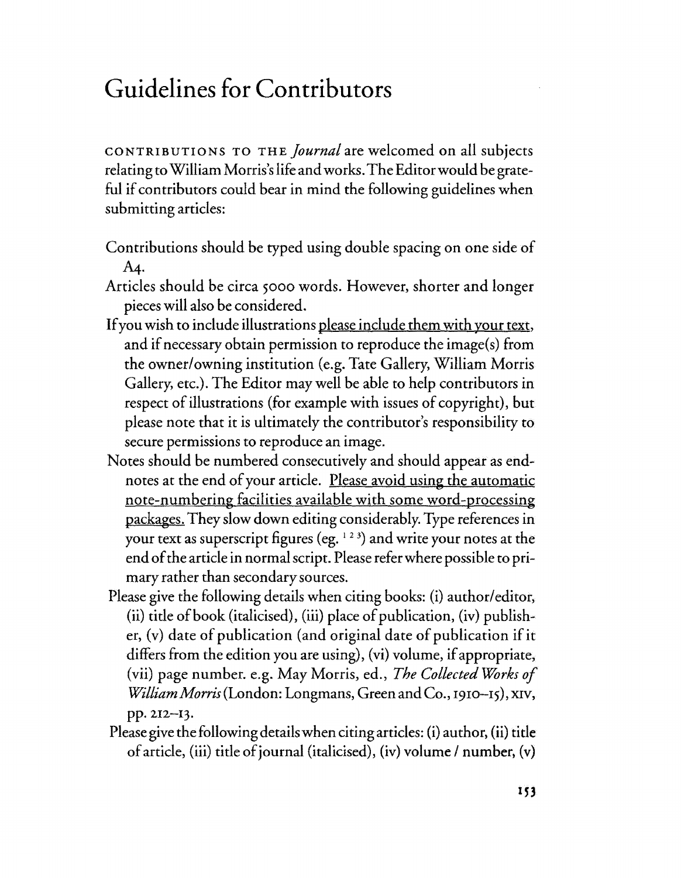# Guidelines for Contributors

CONTRIBUTIONS TO THE *Journal* are welcomed on all subjects relating to William Morris's life and works. The Editor would be grateful if contributors could bear in mind the following guidelines when submitting articles:

Contributions should be typed using double spacing on one side of A4.

Articles should be circa 5000 words. However, shorter and longer pieces will also be considered.

If you wish to include illustrations <u>please include them with your text</u>, and if necessary obtain permission to reproduce the image(s) from the owner/owning institution (e.g. Tate Gallery, William Morris Gallery, etc.). The Editor may well be able to help contributors in respect of illustrations (for example with issues of copyright), but please note that it is ultimately the contributor's responsibility to secure permissions to reproduce an image.

Notes should be numbered consecutively and should appear as endnotes at the end of your article. <u>Please avoid using the automatic note-numbering facilities available with some word-processing packages.</u> They slow down editing considerably. Type references in your text as superscript figures (eg. [1 2 3]) and write your notes at the end of the article in normal script. Please refer where possible to primary rather than secondary sources.

Please give the following details when citing books: (i) author/editor, (ii) title of book (italicised), (iii) place of publication, (iv) publisher, (v) date of publication (and original date of publication if it differs from the edition you are using), (vi) volume, if appropriate, (vii) page number. e.g. May Morris, ed., *The Collected Works of William Morris* (London: Longmans, Green and Co., 1910–15), XIV, pp. 212–13.

Please give the following details when citing articles: (i) author, (ii) title of article, (iii) title of journal (italicised), (iv) volume / number, (v)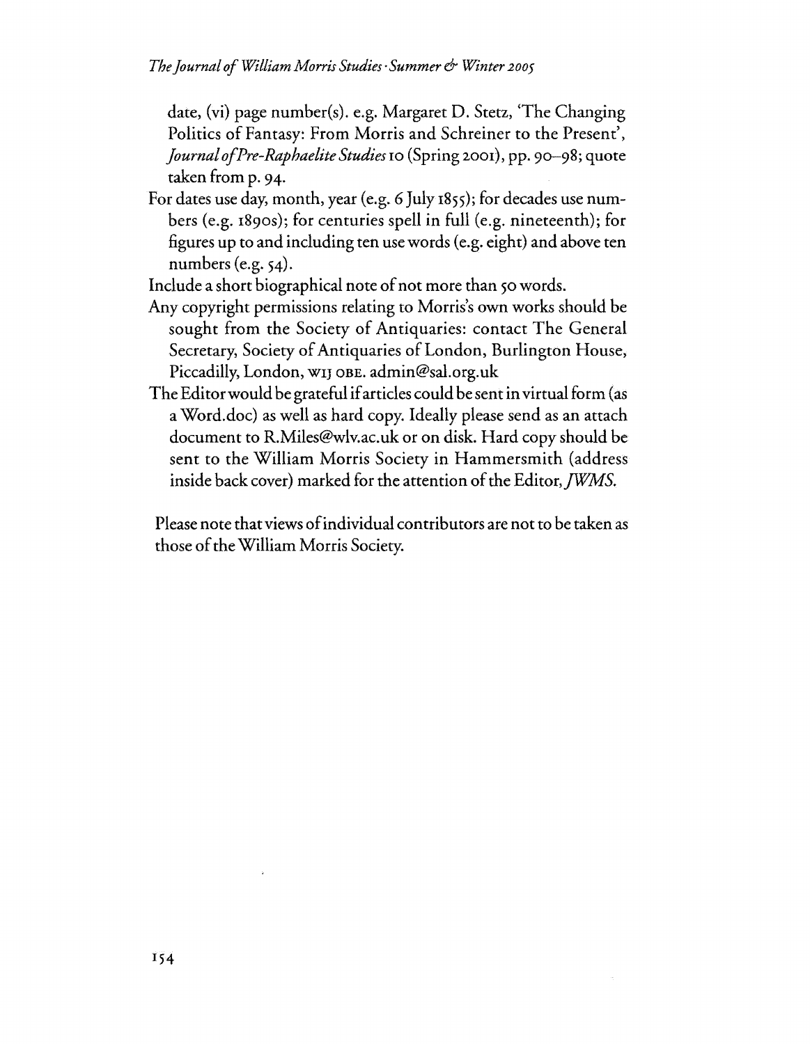date, (vi) page number(s). e.g. Margaret D. Stetz, 'The Changing Politics of Fantasy: From Morris and Schreiner to the Present', *Journal of Pre-Raphaelite Studies* 10 (Spring 2001), pp. 90–98; quote taken from p. 94.

For dates use day, month, year (e.g. 6 July 1855); for decades use numbers (e.g. 1890s); for centuries spell in full (e.g. nineteenth); for figures up to and including ten use words (e.g. eight) and above ten numbers (e.g. 54).

Include a short biographical note of not more than 50 words.

Any copyright permissions relating to Morris's own works should be sought from the Society of Antiquaries: contact The General Secretary, Society of Antiquaries of London, Burlington House, Piccadilly, London, W1J OBE. admin@sal.org.uk

The Editor would be grateful if articles could be sent in virtual form (as a Word.doc) as well as hard copy. Ideally please send as an attach document to R.Miles@wlv.ac.uk or on disk. Hard copy should be sent to the William Morris Society in Hammersmith (address inside back cover) marked for the attention of the Editor, *JWMS*.

Please note that views of individual contributors are not to be taken as those of the William Morris Society.